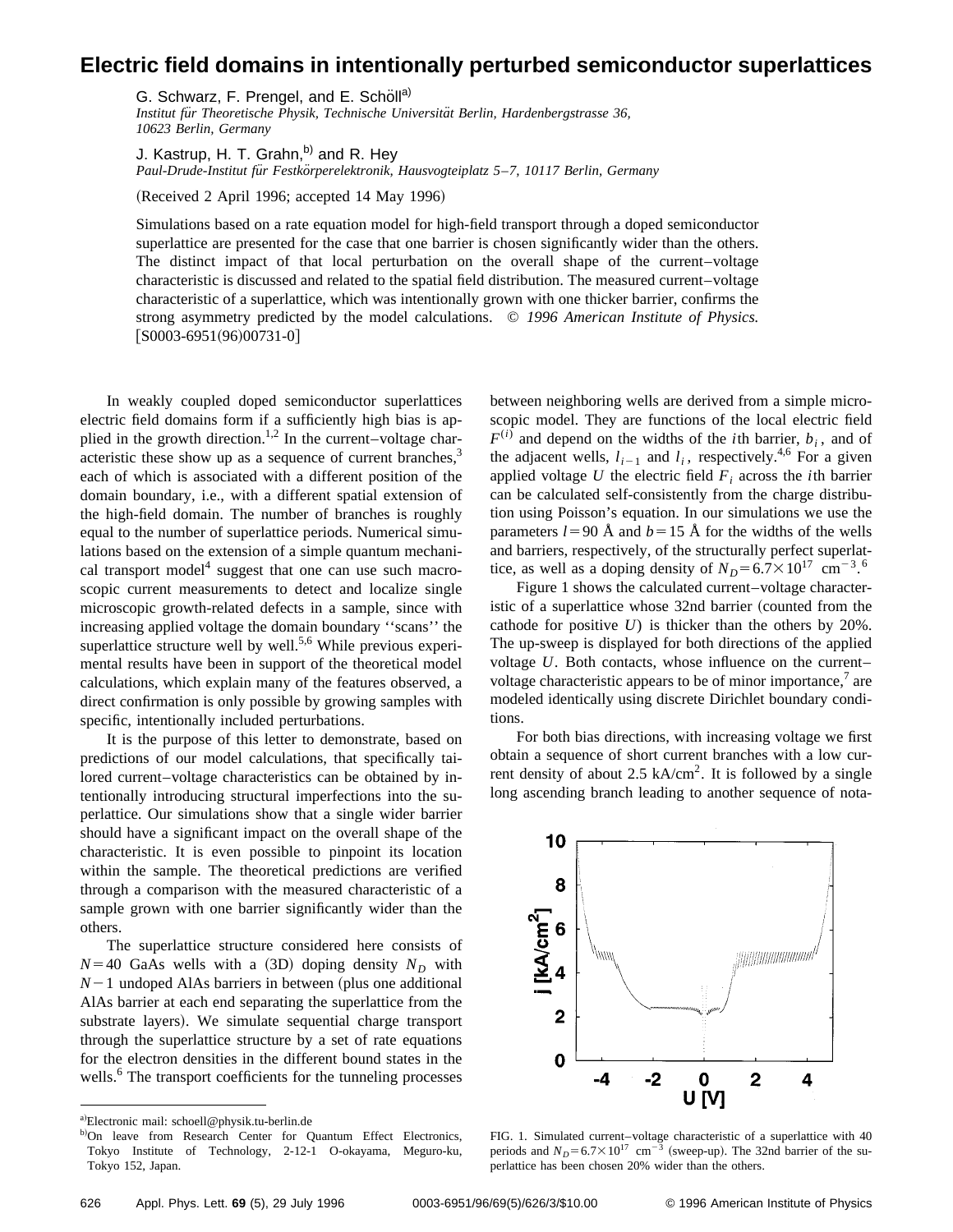# Electric field domains in intentionally perturbed semiconductor superlattices

G. Schwarz, F. Prengel, and E. Schöll[a)]
*Institut für Theoretische Physik, Technische Universität Berlin, Hardenbergstrasse 36, 10623 Berlin, Germany*

J. Kastrup, H. T. Grahn,[b)] and R. Hey
*Paul-Drude-Institut für Festkörperelektronik, Hausvogteiplatz 5–7, 10117 Berlin, Germany*

(Received 2 April 1996; accepted 14 May 1996)

Simulations based on a rate equation model for high-field transport through a doped semiconductor superlattice are presented for the case that one barrier is chosen significantly wider than the others. The distinct impact of that local perturbation on the overall shape of the current–voltage characteristic is discussed and related to the spatial field distribution. The measured current–voltage characteristic of a superlattice, which was intentionally grown with one thicker barrier, confirms the strong asymmetry predicted by the model calculations. © *1996 American Institute of Physics.* [S0003-6951(96)00731-0]

In weakly coupled doped semiconductor superlattices electric field domains form if a sufficiently high bias is applied in the growth direction.[1,2] In the current–voltage characteristic these show up as a sequence of current branches,[3] each of which is associated with a different position of the domain boundary, i.e., with a different spatial extension of the high-field domain. The number of branches is roughly equal to the number of superlattice periods. Numerical simulations based on the extension of a simple quantum mechanical transport model[4] suggest that one can use such macroscopic current measurements to detect and localize single microscopic growth-related defects in a sample, since with increasing applied voltage the domain boundary "scans" the superlattice structure well by well.[5,6] While previous experimental results have been in support of the theoretical model calculations, which explain many of the features observed, a direct confirmation is only possible by growing samples with specific, intentionally included perturbations.

It is the purpose of this letter to demonstrate, based on predictions of our model calculations, that specifically tailored current–voltage characteristics can be obtained by intentionally introducing structural imperfections into the superlattice. Our simulations show that a single wider barrier should have a significant impact on the overall shape of the characteristic. It is even possible to pinpoint its location within the sample. The theoretical predictions are verified through a comparison with the measured characteristic of a sample grown with one barrier significantly wider than the others.

The superlattice structure considered here consists of $N=40$ GaAs wells with a (3D) doping density $N_D$ with $N-1$ undoped AlAs barriers in between (plus one additional AlAs barrier at each end separating the superlattice from the substrate layers). We simulate sequential charge transport through the superlattice structure by a set of rate equations for the electron densities in the different bound states in the wells.[6] The transport coefficients for the tunneling processes between neighboring wells are derived from a simple microscopic model. They are functions of the local electric field $F^{(i)}$ and depend on the widths of the $i$th barrier, $b_i$, and of the adjacent wells, $l_{i-1}$ and $l_i$, respectively.[4,6] For a given applied voltage $U$ the electric field $F_i$ across the $i$th barrier can be calculated self-consistently from the charge distribution using Poisson's equation. In our simulations we use the parameters $l=90$ Å and $b=15$ Å for the widths of the wells and barriers, respectively, of the structurally perfect superlattice, as well as a doping density of $N_D=6.7\times10^{17}$ cm$^{-3}$.[6]

Figure 1 shows the calculated current–voltage characteristic of a superlattice whose 32nd barrier (counted from the cathode for positive $U$) is thicker than the others by 20%. The up-sweep is displayed for both directions of the applied voltage $U$. Both contacts, whose influence on the current–voltage characteristic appears to be of minor importance,[7] are modeled identically using discrete Dirichlet boundary conditions.

For both bias directions, with increasing voltage we first obtain a sequence of short current branches with a low current density of about 2.5 kA/cm$^2$. It is followed by a single long ascending branch leading to another sequence of nota-

FIG. 1. Simulated current–voltage characteristic of a superlattice with 40 periods and $N_D=6.7\times10^{17}$ cm$^{-3}$ (sweep-up). The 32nd barrier of the superlattice has been chosen 20% wider than the others.

---

a)Electronic mail: schoell@physik.tu-berlin.de

b)On leave from Research Center for Quantum Effect Electronics, Tokyo Institute of Technology, 2-12-1 O-okayama, Meguro-ku, Tokyo 152, Japan.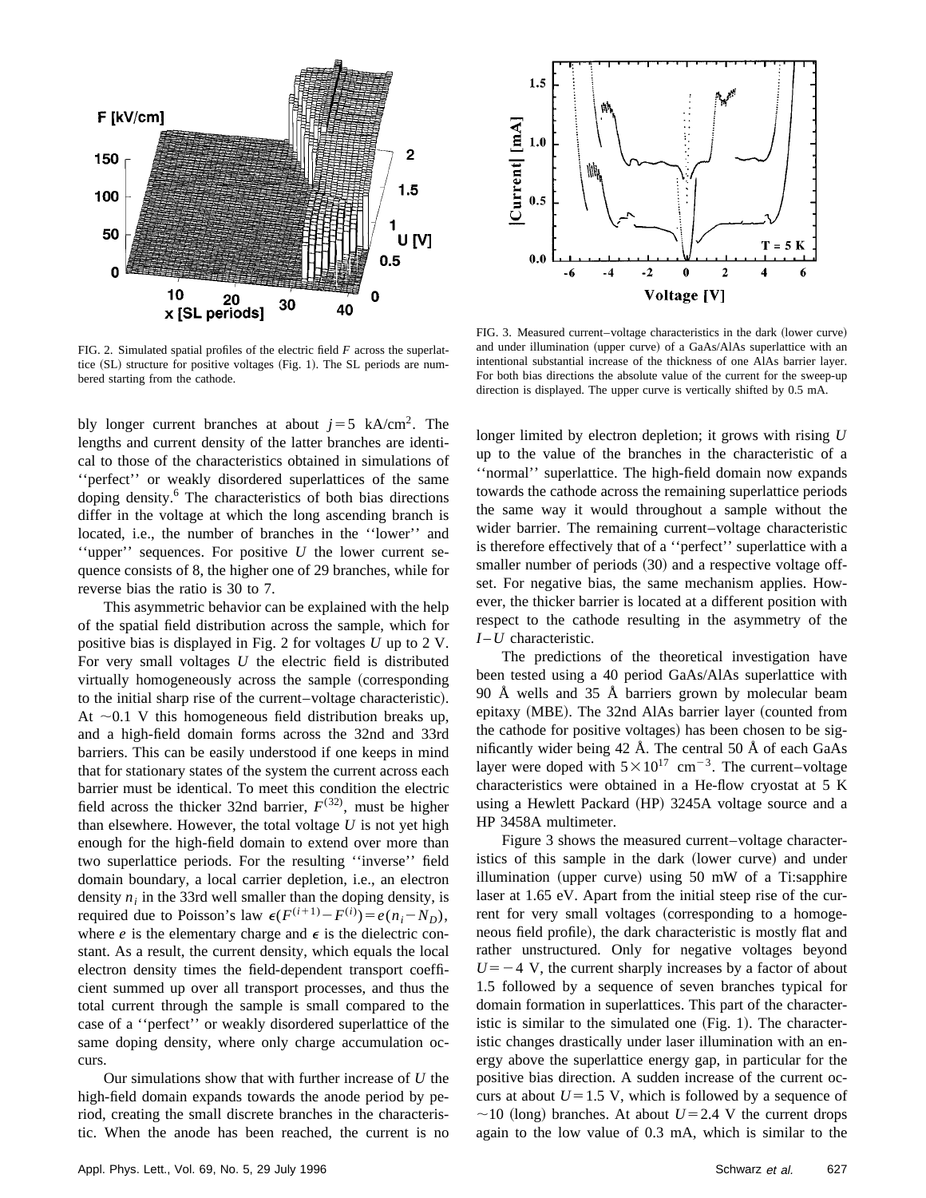FIG. 2. Simulated spatial profiles of the electric field $F$ across the superlattice (SL) structure for positive voltages (Fig. 1). The SL periods are numbered starting from the cathode.

FIG. 3. Measured current–voltage characteristics in the dark (lower curve) and under illumination (upper curve) of a GaAs/AlAs superlattice with an intentional substantial increase of the thickness of one AlAs barrier layer. For both bias directions the absolute value of the current for the sweep-up direction is displayed. The upper curve is vertically shifted by 0.5 mA.

bly longer current branches at about $j = 5$ kA/cm$^2$. The lengths and current density of the latter branches are identical to those of the characteristics obtained in simulations of ''perfect'' or weakly disordered superlattices of the same doping density.[6] The characteristics of both bias directions differ in the voltage at which the long ascending branch is located, i.e., the number of branches in the ''lower'' and ''upper'' sequences. For positive $U$ the lower current sequence consists of 8, the higher one of 29 branches, while for reverse bias the ratio is 30 to 7.

This asymmetric behavior can be explained with the help of the spatial field distribution across the sample, which for positive bias is displayed in Fig. 2 for voltages $U$ up to 2 V. For very small voltages $U$ the electric field is distributed virtually homogeneously across the sample (corresponding to the initial sharp rise of the current–voltage characteristic). At ~0.1 V this homogeneous field distribution breaks up, and a high-field domain forms across the 32nd and 33rd barriers. This can be easily understood if one keeps in mind that for stationary states of the system the current across each barrier must be identical. To meet this condition the electric field across the thicker 32nd barrier, $F^{(32)}$, must be higher than elsewhere. However, the total voltage $U$ is not yet high enough for the high-field domain to extend over more than two superlattice periods. For the resulting ''inverse'' field domain boundary, a local carrier depletion, i.e., an electron density $n_i$ in the 33rd well smaller than the doping density, is required due to Poisson's law $\epsilon(F^{(i+1)} - F^{(i)}) = e(n_i - N_D)$, where $e$ is the elementary charge and $\epsilon$ is the dielectric constant. As a result, the current density, which equals the local electron density times the field-dependent transport coefficient summed up over all transport processes, and thus the total current through the sample is small compared to the case of a ''perfect'' or weakly disordered superlattice of the same doping density, where only charge accumulation occurs.

Our simulations show that with further increase of $U$ the high-field domain expands towards the anode period by period, creating the small discrete branches in the characteristic. When the anode has been reached, the current is no longer limited by electron depletion; it grows with rising $U$ up to the value of the branches in the characteristic of a ''normal'' superlattice. The high-field domain now expands towards the cathode across the remaining superlattice periods the same way it would throughout a sample without the wider barrier. The remaining current–voltage characteristic is therefore effectively that of a ''perfect'' superlattice with a smaller number of periods (30) and a respective voltage offset. For negative bias, the same mechanism applies. However, the thicker barrier is located at a different position with respect to the cathode resulting in the asymmetry of the $I-U$ characteristic.

The predictions of the theoretical investigation have been tested using a 40 period GaAs/AlAs superlattice with 90 Å wells and 35 Å barriers grown by molecular beam epitaxy (MBE). The 32nd AlAs barrier layer (counted from the cathode for positive voltages) has been chosen to be significantly wider being 42 Å. The central 50 Å of each GaAs layer were doped with $5 \times 10^{17}$ cm$^{-3}$. The current–voltage characteristics were obtained in a He-flow cryostat at 5 K using a Hewlett Packard (HP) 3245A voltage source and a HP 3458A multimeter.

Figure 3 shows the measured current–voltage characteristics of this sample in the dark (lower curve) and under illumination (upper curve) using 50 mW of a Ti:sapphire laser at 1.65 eV. Apart from the initial steep rise of the current for very small voltages (corresponding to a homogeneous field profile), the dark characteristic is mostly flat and rather unstructured. Only for negative voltages beyond $U = -4$ V, the current sharply increases by a factor of about 1.5 followed by a sequence of seven branches typical for domain formation in superlattices. This part of the characteristic is similar to the simulated one (Fig. 1). The characteristic changes drastically under laser illumination with an energy above the superlattice energy gap, in particular for the positive bias direction. A sudden increase of the current occurs at about $U = 1.5$ V, which is followed by a sequence of ~10 (long) branches. At about $U = 2.4$ V the current drops again to the low value of 0.3 mA, which is similar to the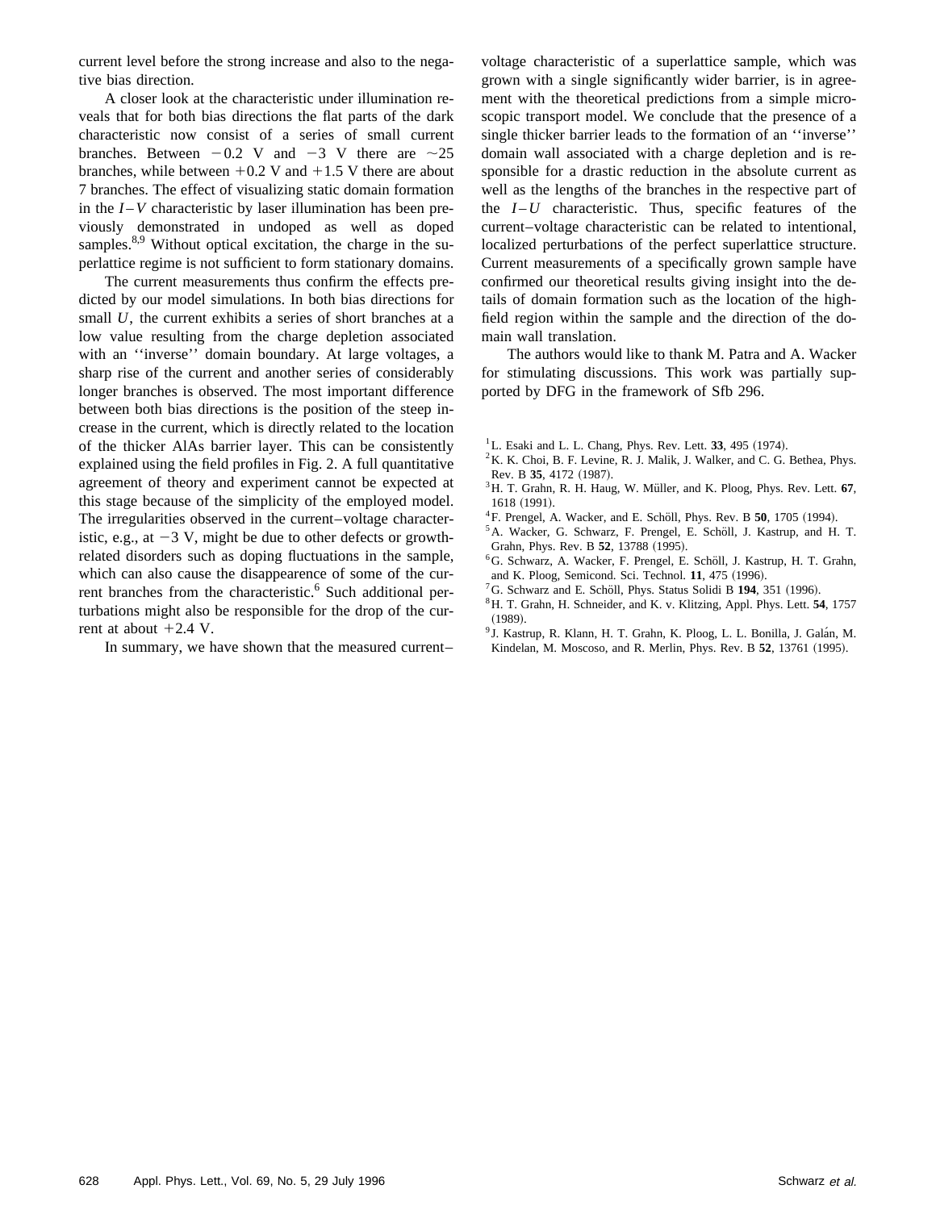current level before the strong increase and also to the negative bias direction.

A closer look at the characteristic under illumination reveals that for both bias directions the flat parts of the dark characteristic now consist of a series of small current branches. Between $-0.2$ V and $-3$ V there are $\sim 25$ branches, while between $+0.2$ V and $+1.5$ V there are about 7 branches. The effect of visualizing static domain formation in the $I-V$ characteristic by laser illumination has been previously demonstrated in undoped as well as doped samples.[8,9] Without optical excitation, the charge in the superlattice regime is not sufficient to form stationary domains.

The current measurements thus confirm the effects predicted by our model simulations. In both bias directions for small $U$, the current exhibits a series of short branches at a low value resulting from the charge depletion associated with an ''inverse'' domain boundary. At large voltages, a sharp rise of the current and another series of considerably longer branches is observed. The most important difference between both bias directions is the position of the steep increase in the current, which is directly related to the location of the thicker AlAs barrier layer. This can be consistently explained using the field profiles in Fig. 2. A full quantitative agreement of theory and experiment cannot be expected at this stage because of the simplicity of the employed model. The irregularities observed in the current–voltage characteristic, e.g., at $-3$ V, might be due to other defects or growth-related disorders such as doping fluctuations in the sample, which can also cause the disappearence of some of the current branches from the characteristic.[6] Such additional perturbations might also be responsible for the drop of the current at about $+2.4$ V.

In summary, we have shown that the measured current–voltage characteristic of a superlattice sample, which was grown with a single significantly wider barrier, is in agreement with the theoretical predictions from a simple microscopic transport model. We conclude that the presence of a single thicker barrier leads to the formation of an ''inverse'' domain wall associated with a charge depletion and is responsible for a drastic reduction in the absolute current as well as the lengths of the branches in the respective part of the $I-U$ characteristic. Thus, specific features of the current–voltage characteristic can be related to intentional, localized perturbations of the perfect superlattice structure. Current measurements of a specifically grown sample have confirmed our theoretical results giving insight into the details of domain formation such as the location of the high-field region within the sample and the direction of the domain wall translation.

The authors would like to thank M. Patra and A. Wacker for stimulating discussions. This work was partially supported by DFG in the framework of Sfb 296.

[1] L. Esaki and L. L. Chang, Phys. Rev. Lett. **33**, 495 (1974).

[2] K. K. Choi, B. F. Levine, R. J. Malik, J. Walker, and C. G. Bethea, Phys. Rev. B **35**, 4172 (1987).

[3] H. T. Grahn, R. H. Haug, W. Müller, and K. Ploog, Phys. Rev. Lett. **67**, 1618 (1991).

[4] F. Prengel, A. Wacker, and E. Schöll, Phys. Rev. B **50**, 1705 (1994).

[5] A. Wacker, G. Schwarz, F. Prengel, E. Schöll, J. Kastrup, and H. T. Grahn, Phys. Rev. B **52**, 13788 (1995).

[6] G. Schwarz, A. Wacker, F. Prengel, E. Schöll, J. Kastrup, H. T. Grahn, and K. Ploog, Semicond. Sci. Technol. **11**, 475 (1996).

[7] G. Schwarz and E. Schöll, Phys. Status Solidi B **194**, 351 (1996).

[8] H. T. Grahn, H. Schneider, and K. v. Klitzing, Appl. Phys. Lett. **54**, 1757 (1989).

[9] J. Kastrup, R. Klann, H. T. Grahn, K. Ploog, L. L. Bonilla, J. Galán, M. Kindelan, M. Moscoso, and R. Merlin, Phys. Rev. B **52**, 13761 (1995).